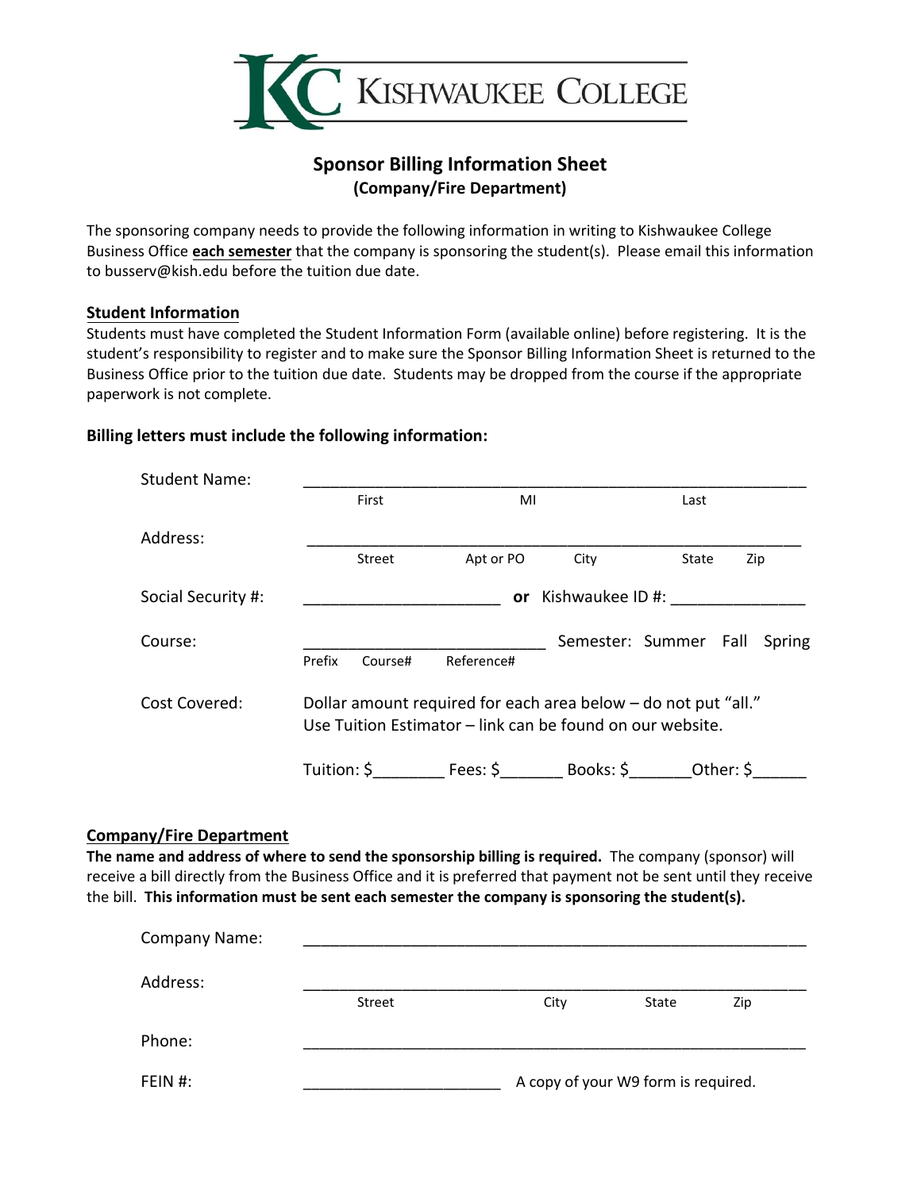KISHWAUKEE COLLEGE

# Sponsor Billing Information Sheet
## (Company/Fire Department)

The sponsoring company needs to provide the following information in writing to Kishwaukee College Business Office **each semester** that the company is sponsoring the student(s). Please email this information to busserv@kish.edu before the tuition due date.

### Student Information

Students must have completed the Student Information Form (available online) before registering. It is the student's responsibility to register and to make sure the Sponsor Billing Information Sheet is returned to the Business Office prior to the tuition due date. Students may be dropped from the course if the appropriate paperwork is not complete.

**Billing letters must include the following information:**

Student Name: ____________________________________________________________
First MI Last

Address: ____________________________________________________________
Street Apt or PO City State Zip

Social Security #: ______________________ **or** Kishwaukee ID #: ______________

Course: ___________________________ Semester: Summer Fall Spring
Prefix Course# Reference#

Cost Covered: Dollar amount required for each area below – do not put "all."
Use Tuition Estimator – link can be found on our website.

Tuition: $________ Fees: $_______ Books: $_______Other: $______

### Company/Fire Department

**The name and address of where to send the sponsorship billing is required.** The company (sponsor) will receive a bill directly from the Business Office and it is preferred that payment not be sent until they receive the bill. **This information must be sent each semester the company is sponsoring the student(s).**

Company Name: ____________________________________________________________

Address: ____________________________________________________________
Street City State Zip

Phone: ____________________________________________________________

FEIN #: _______________________ A copy of your W9 form is required.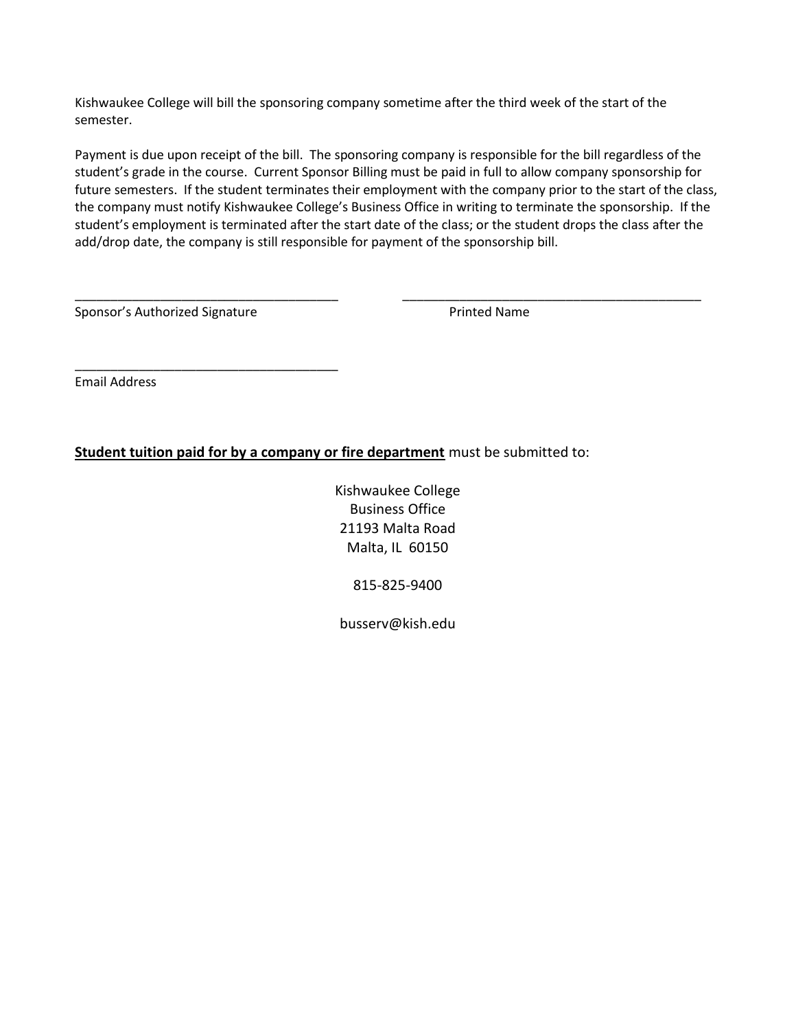Kishwaukee College will bill the sponsoring company sometime after the third week of the start of the semester.

Payment is due upon receipt of the bill. The sponsoring company is responsible for the bill regardless of the student's grade in the course. Current Sponsor Billing must be paid in full to allow company sponsorship for future semesters. If the student terminates their employment with the company prior to the start of the class, the company must notify Kishwaukee College's Business Office in writing to terminate the sponsorship. If the student's employment is terminated after the start date of the class; or the student drops the class after the add/drop date, the company is still responsible for payment of the sponsorship bill.

_____________________________________ _____________________________________________

Sponsor's Authorized Signature Printed Name

_____________________________________

Email Address

**Student tuition paid for by a company or fire department** must be submitted to:

Kishwaukee College
Business Office
21193 Malta Road
Malta, IL 60150

815-825-9400

busserv@kish.edu